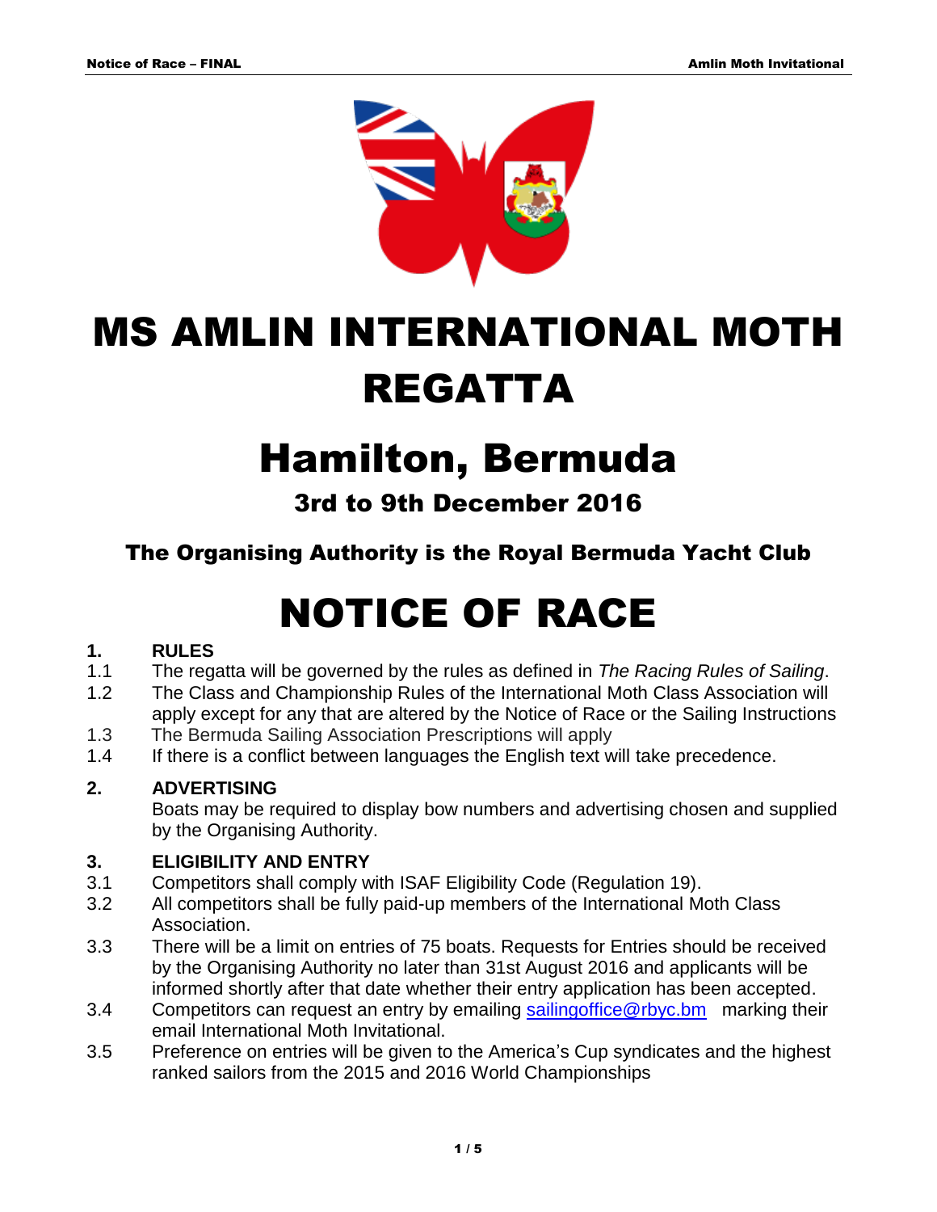# MS AMLIN INTERNATIONAL MOTH REGATTA

# Hamilton, Bermuda

### 3rd to 9th December 2016

### The Organising Authority is the Royal Bermuda Yacht Club

# NOTICE OF RACE

## 1. RULES

1.1 The regatta will be governed by the rules as defined in *The Racing Rules of Sailing*.

1.2 The Class and Championship Rules of the International Moth Class Association will apply except for any that are altered by the Notice of Race or the Sailing Instructions

1.3 The Bermuda Sailing Association Prescriptions will apply

1.4 If there is a conflict between languages the English text will take precedence.

## 2. ADVERTISING

Boats may be required to display bow numbers and advertising chosen and supplied by the Organising Authority.

## 3. ELIGIBILITY AND ENTRY

3.1 Competitors shall comply with ISAF Eligibility Code (Regulation 19).

3.2 All competitors shall be fully paid-up members of the International Moth Class Association.

3.3 There will be a limit on entries of 75 boats. Requests for Entries should be received by the Organising Authority no later than 31st August 2016 and applicants will be informed shortly after that date whether their entry application has been accepted.

3.4 Competitors can request an entry by emailing sailingoffice@rbyc.bm marking their email International Moth Invitational.

3.5 Preference on entries will be given to the America's Cup syndicates and the highest ranked sailors from the 2015 and 2016 World Championships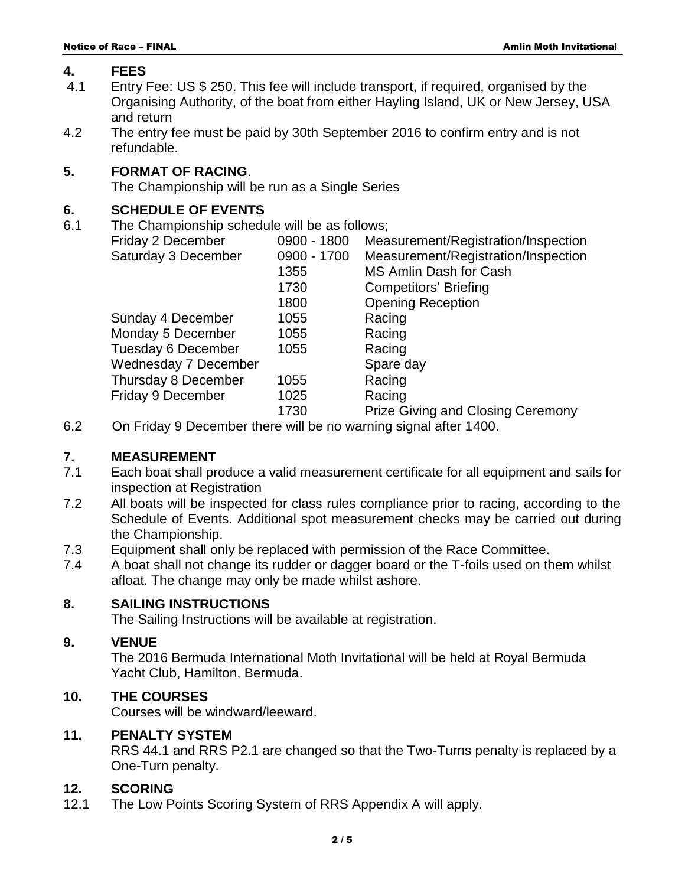## 4. FEES

4.1 Entry Fee: US $ 250. This fee will include transport, if required, organised by the Organising Authority, of the boat from either Hayling Island, UK or New Jersey, USA and return

4.2 The entry fee must be paid by 30th September 2016 to confirm entry and is not refundable.

## 5. FORMAT OF RACING.

The Championship will be run as a Single Series

## 6. SCHEDULE OF EVENTS

6.1 The Championship schedule will be as follows;

| | | |
|---|---|---|
| Friday 2 December | 0900 - 1800 | Measurement/Registration/Inspection |
| Saturday 3 December | 0900 - 1700 | Measurement/Registration/Inspection |
| | 1355 | MS Amlin Dash for Cash |
| | 1730 | Competitors' Briefing |
| | 1800 | Opening Reception |
| Sunday 4 December | 1055 | Racing |
| Monday 5 December | 1055 | Racing |
| Tuesday 6 December | 1055 | Racing |
| Wednesday 7 December | | Spare day |
| Thursday 8 December | 1055 | Racing |
| Friday 9 December | 1025 | Racing |
| | 1730 | Prize Giving and Closing Ceremony |

6.2 On Friday 9 December there will be no warning signal after 1400.

## 7. MEASUREMENT

7.1 Each boat shall produce a valid measurement certificate for all equipment and sails for inspection at Registration

7.2 All boats will be inspected for class rules compliance prior to racing, according to the Schedule of Events. Additional spot measurement checks may be carried out during the Championship.

7.3 Equipment shall only be replaced with permission of the Race Committee.

7.4 A boat shall not change its rudder or dagger board or the T-foils used on them whilst afloat. The change may only be made whilst ashore.

## 8. SAILING INSTRUCTIONS

The Sailing Instructions will be available at registration.

## 9. VENUE

The 2016 Bermuda International Moth Invitational will be held at Royal Bermuda Yacht Club, Hamilton, Bermuda.

## 10. THE COURSES

Courses will be windward/leeward.

## 11. PENALTY SYSTEM

RRS 44.1 and RRS P2.1 are changed so that the Two-Turns penalty is replaced by a One-Turn penalty.

## 12. SCORING

12.1 The Low Points Scoring System of RRS Appendix A will apply.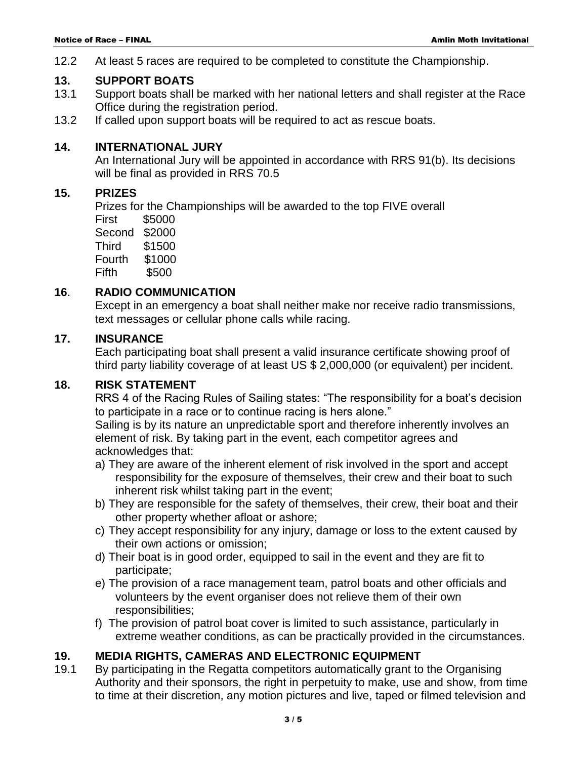12.2 At least 5 races are required to be completed to constitute the Championship.

## 13. SUPPORT BOATS

13.1 Support boats shall be marked with her national letters and shall register at the Race Office during the registration period.

13.2 If called upon support boats will be required to act as rescue boats.

## 14. INTERNATIONAL JURY

An International Jury will be appointed in accordance with RRS 91(b). Its decisions will be final as provided in RRS 70.5

## 15. PRIZES

Prizes for the Championships will be awarded to the top FIVE overall

First $5000
Second $2000
Third $1500
Fourth $1000
Fifth $500

## 16. RADIO COMMUNICATION

Except in an emergency a boat shall neither make nor receive radio transmissions, text messages or cellular phone calls while racing.

## 17. INSURANCE

Each participating boat shall present a valid insurance certificate showing proof of third party liability coverage of at least US $ 2,000,000 (or equivalent) per incident.

## 18. RISK STATEMENT

RRS 4 of the Racing Rules of Sailing states: "The responsibility for a boat's decision to participate in a race or to continue racing is hers alone."

Sailing is by its nature an unpredictable sport and therefore inherently involves an element of risk. By taking part in the event, each competitor agrees and acknowledges that:

a) They are aware of the inherent element of risk involved in the sport and accept responsibility for the exposure of themselves, their crew and their boat to such inherent risk whilst taking part in the event;
b) They are responsible for the safety of themselves, their crew, their boat and their other property whether afloat or ashore;
c) They accept responsibility for any injury, damage or loss to the extent caused by their own actions or omission;
d) Their boat is in good order, equipped to sail in the event and they are fit to participate;
e) The provision of a race management team, patrol boats and other officials and volunteers by the event organiser does not relieve them of their own responsibilities;
f) The provision of patrol boat cover is limited to such assistance, particularly in extreme weather conditions, as can be practically provided in the circumstances.

## 19. MEDIA RIGHTS, CAMERAS AND ELECTRONIC EQUIPMENT

19.1 By participating in the Regatta competitors automatically grant to the Organising Authority and their sponsors, the right in perpetuity to make, use and show, from time to time at their discretion, any motion pictures and live, taped or filmed television and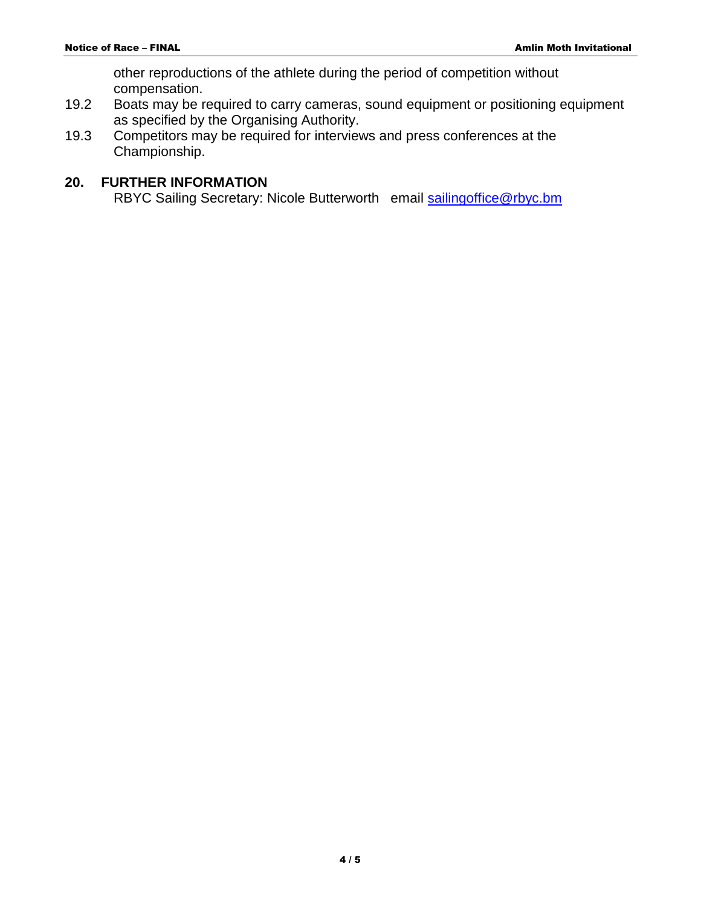other reproductions of the athlete during the period of competition without compensation.

19.2 Boats may be required to carry cameras, sound equipment or positioning equipment as specified by the Organising Authority.

19.3 Competitors may be required for interviews and press conferences at the Championship.

## 20. FURTHER INFORMATION

RBYC Sailing Secretary: Nicole Butterworth email sailingoffice@rbyc.bm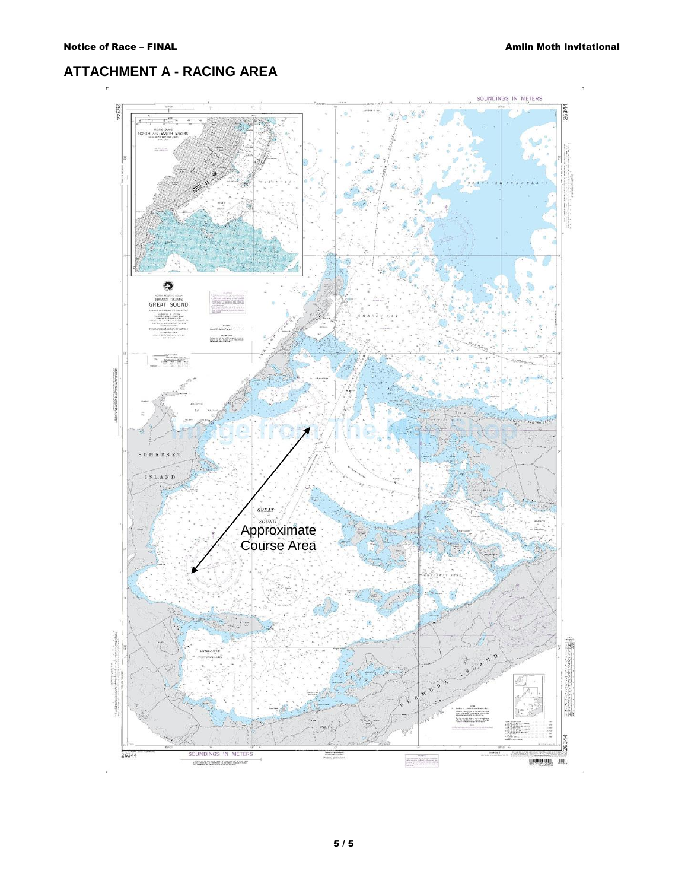## ATTACHMENT A - RACING AREA

SOUNDINGS IN METERS

Approximate Course Area